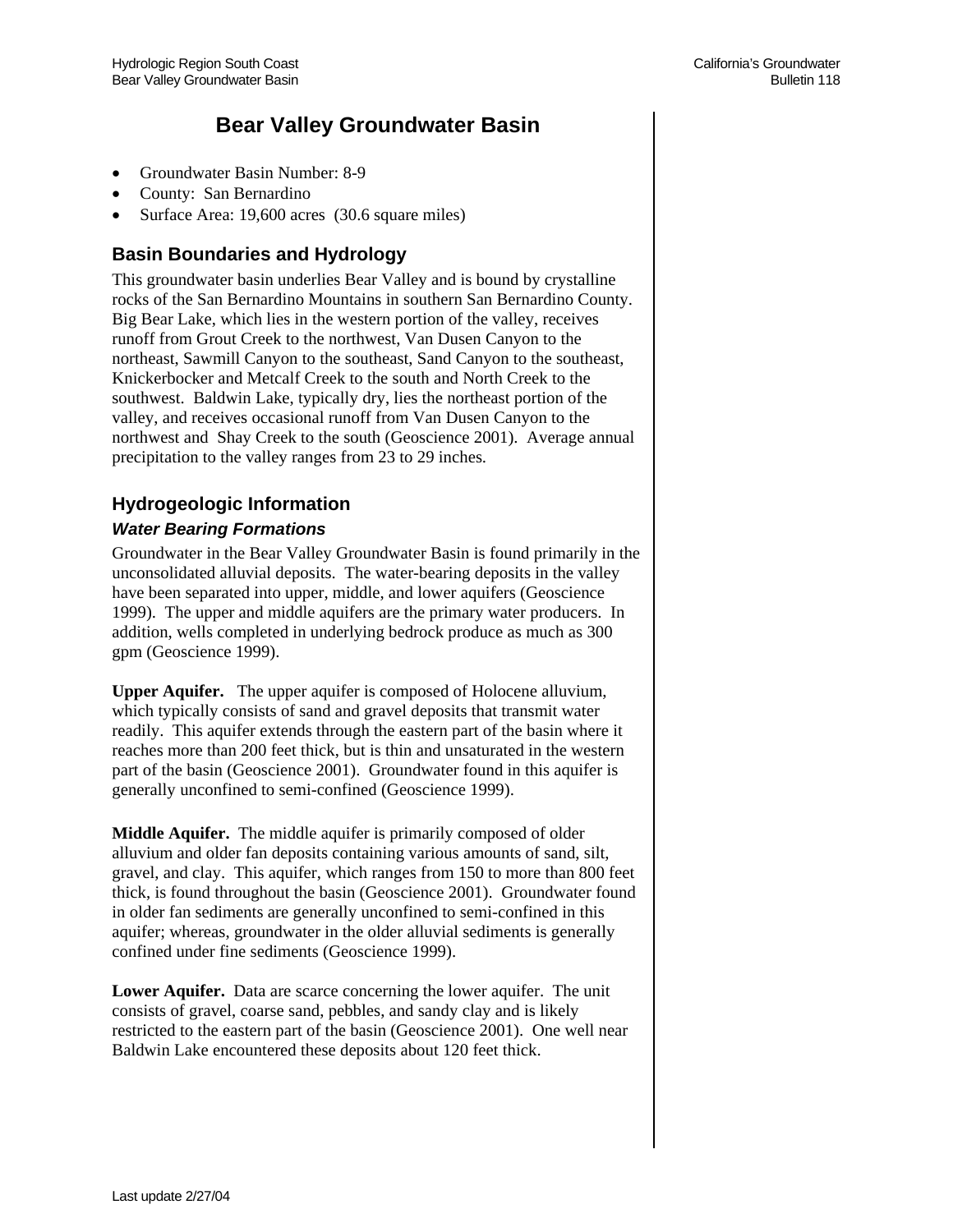# Bear Valley Groundwater Basin

- Groundwater Basin Number: 8-9
- County: San Bernardino
- Surface Area: 19,600 acres (30.6 square miles)

## Basin Boundaries and Hydrology

This groundwater basin underlies Bear Valley and is bound by crystalline rocks of the San Bernardino Mountains in southern San Bernardino County. Big Bear Lake, which lies in the western portion of the valley, receives runoff from Grout Creek to the northwest, Van Dusen Canyon to the northeast, Sawmill Canyon to the southeast, Sand Canyon to the southeast, Knickerbocker and Metcalf Creek to the south and North Creek to the southwest. Baldwin Lake, typically dry, lies the northeast portion of the valley, and receives occasional runoff from Van Dusen Canyon to the northwest and Shay Creek to the south (Geoscience 2001). Average annual precipitation to the valley ranges from 23 to 29 inches.

## Hydrogeologic Information

### *Water Bearing Formations*

Groundwater in the Bear Valley Groundwater Basin is found primarily in the unconsolidated alluvial deposits. The water-bearing deposits in the valley have been separated into upper, middle, and lower aquifers (Geoscience 1999). The upper and middle aquifers are the primary water producers. In addition, wells completed in underlying bedrock produce as much as 300 gpm (Geoscience 1999).

**Upper Aquifer.** The upper aquifer is composed of Holocene alluvium, which typically consists of sand and gravel deposits that transmit water readily. This aquifer extends through the eastern part of the basin where it reaches more than 200 feet thick, but is thin and unsaturated in the western part of the basin (Geoscience 2001). Groundwater found in this aquifer is generally unconfined to semi-confined (Geoscience 1999).

**Middle Aquifer.** The middle aquifer is primarily composed of older alluvium and older fan deposits containing various amounts of sand, silt, gravel, and clay. This aquifer, which ranges from 150 to more than 800 feet thick, is found throughout the basin (Geoscience 2001). Groundwater found in older fan sediments are generally unconfined to semi-confined in this aquifer; whereas, groundwater in the older alluvial sediments is generally confined under fine sediments (Geoscience 1999).

**Lower Aquifer.** Data are scarce concerning the lower aquifer. The unit consists of gravel, coarse sand, pebbles, and sandy clay and is likely restricted to the eastern part of the basin (Geoscience 2001). One well near Baldwin Lake encountered these deposits about 120 feet thick.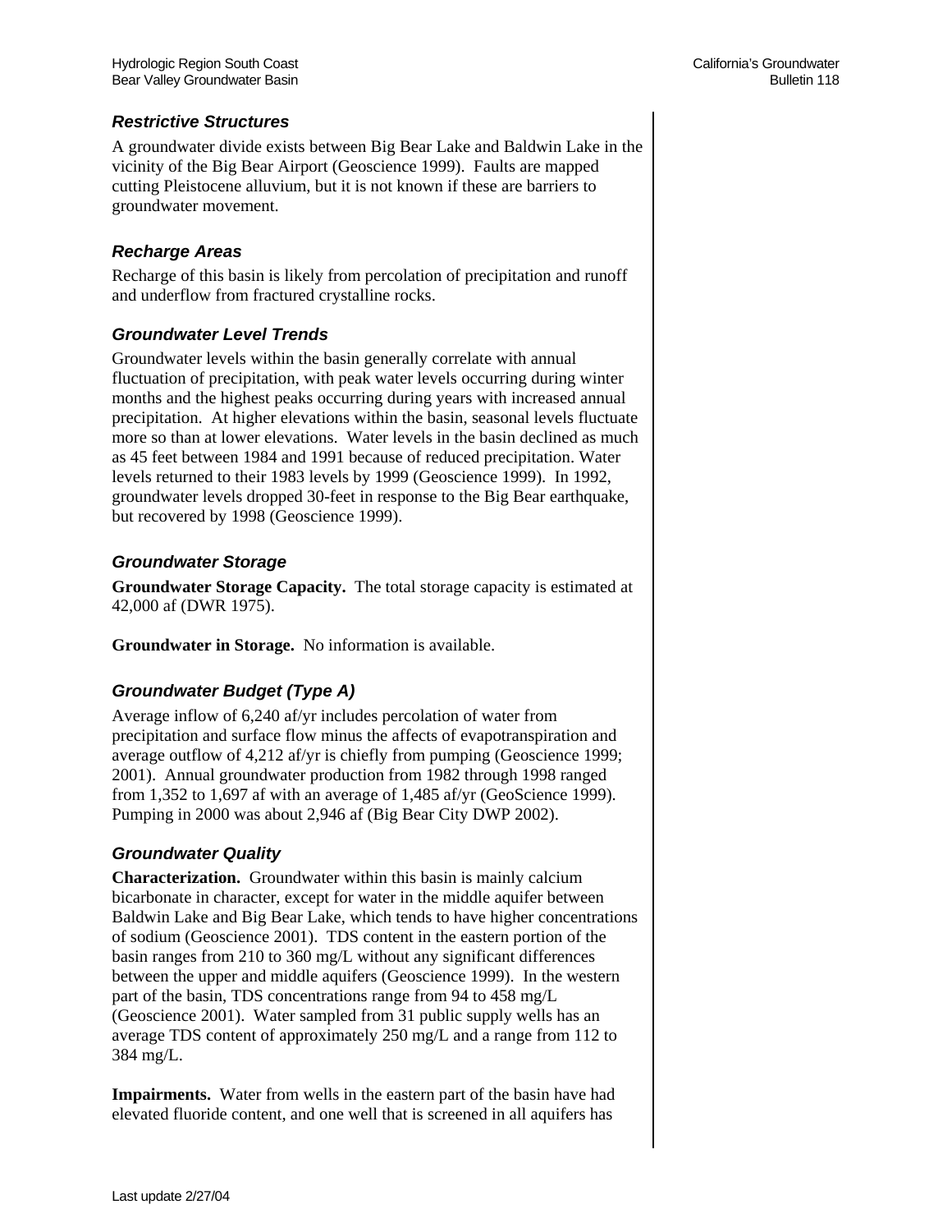### Restrictive Structures

A groundwater divide exists between Big Bear Lake and Baldwin Lake in the vicinity of the Big Bear Airport (Geoscience 1999). Faults are mapped cutting Pleistocene alluvium, but it is not known if these are barriers to groundwater movement.

### Recharge Areas

Recharge of this basin is likely from percolation of precipitation and runoff and underflow from fractured crystalline rocks.

### Groundwater Level Trends

Groundwater levels within the basin generally correlate with annual fluctuation of precipitation, with peak water levels occurring during winter months and the highest peaks occurring during years with increased annual precipitation. At higher elevations within the basin, seasonal levels fluctuate more so than at lower elevations. Water levels in the basin declined as much as 45 feet between 1984 and 1991 because of reduced precipitation. Water levels returned to their 1983 levels by 1999 (Geoscience 1999). In 1992, groundwater levels dropped 30-feet in response to the Big Bear earthquake, but recovered by 1998 (Geoscience 1999).

### Groundwater Storage

**Groundwater Storage Capacity.** The total storage capacity is estimated at 42,000 af (DWR 1975).

**Groundwater in Storage.** No information is available.

### Groundwater Budget (Type A)

Average inflow of 6,240 af/yr includes percolation of water from precipitation and surface flow minus the affects of evapotranspiration and average outflow of 4,212 af/yr is chiefly from pumping (Geoscience 1999; 2001). Annual groundwater production from 1982 through 1998 ranged from 1,352 to 1,697 af with an average of 1,485 af/yr (GeoScience 1999). Pumping in 2000 was about 2,946 af (Big Bear City DWP 2002).

### Groundwater Quality

**Characterization.** Groundwater within this basin is mainly calcium bicarbonate in character, except for water in the middle aquifer between Baldwin Lake and Big Bear Lake, which tends to have higher concentrations of sodium (Geoscience 2001). TDS content in the eastern portion of the basin ranges from 210 to 360 mg/L without any significant differences between the upper and middle aquifers (Geoscience 1999). In the western part of the basin, TDS concentrations range from 94 to 458 mg/L (Geoscience 2001). Water sampled from 31 public supply wells has an average TDS content of approximately 250 mg/L and a range from 112 to 384 mg/L.

**Impairments.** Water from wells in the eastern part of the basin have had elevated fluoride content, and one well that is screened in all aquifers has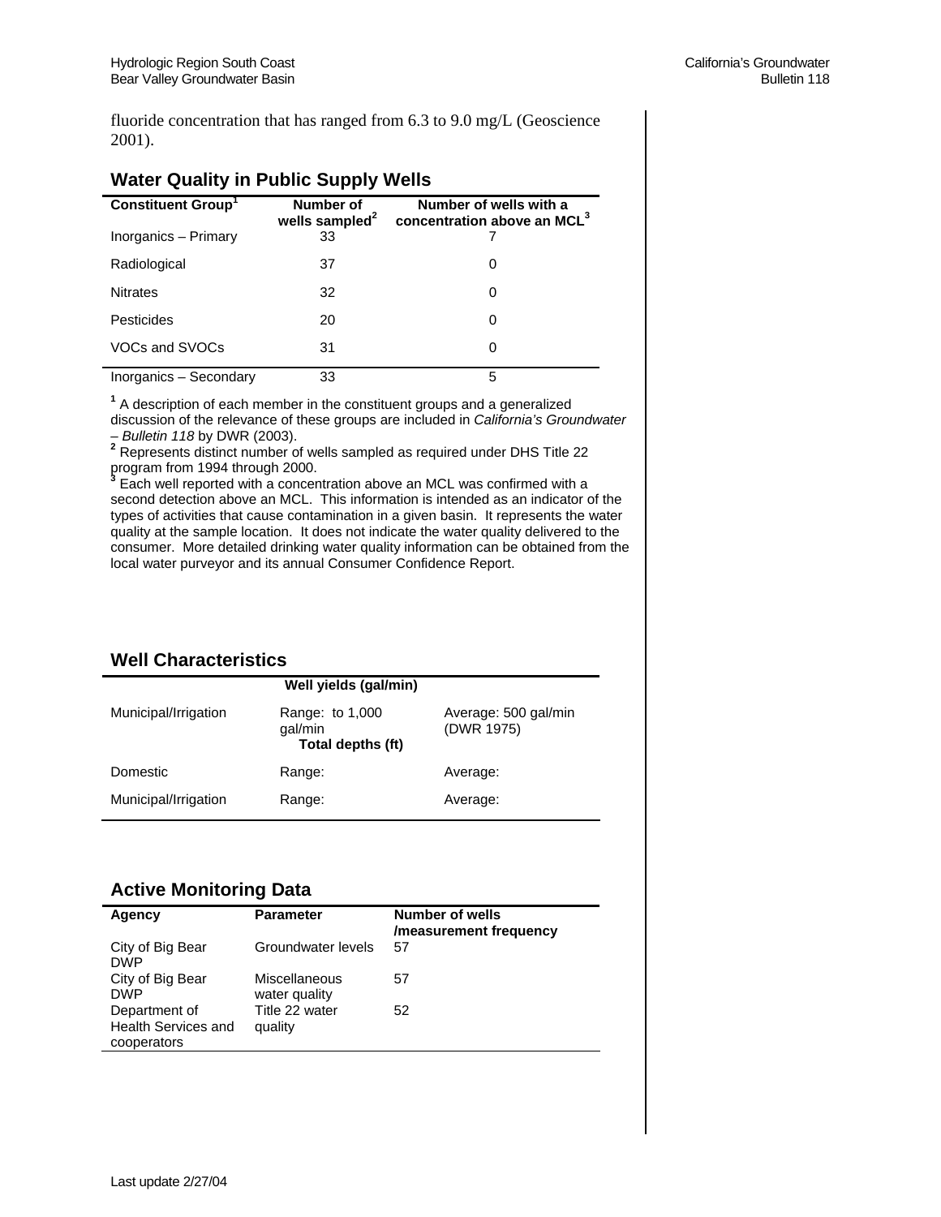fluoride concentration that has ranged from 6.3 to 9.0 mg/L (Geoscience 2001).

## Water Quality in Public Supply Wells

| Constituent Group[1] | Number of wells sampled[2] | Number of wells with a concentration above an MCL[3] |
|---|---|---|
| Inorganics – Primary | 33 | 7 |
| Radiological | 37 | 0 |
| Nitrates | 32 | 0 |
| Pesticides | 20 | 0 |
| VOCs and SVOCs | 31 | 0 |
| Inorganics – Secondary | 33 | 5 |

[1] A description of each member in the constituent groups and a generalized discussion of the relevance of these groups are included in *California's Groundwater – Bulletin 118* by DWR (2003).
[2] Represents distinct number of wells sampled as required under DHS Title 22 program from 1994 through 2000.
[3] Each well reported with a concentration above an MCL was confirmed with a second detection above an MCL. This information is intended as an indicator of the types of activities that cause contamination in a given basin. It represents the water quality at the sample location. It does not indicate the water quality delivered to the consumer. More detailed drinking water quality information can be obtained from the local water purveyor and its annual Consumer Confidence Report.

## Well Characteristics

| | Well yields (gal/min) | |
|---|---|---|
| Municipal/Irrigation | Range: to 1,000 gal/min | Average: 500 gal/min (DWR 1975) |
| | **Total depths (ft)** | |
| Domestic | Range: | Average: |
| Municipal/Irrigation | Range: | Average: |

## Active Monitoring Data

| Agency | Parameter | Number of wells /measurement frequency |
|---|---|---|
| City of Big Bear DWP | Groundwater levels | 57 |
| City of Big Bear DWP | Miscellaneous water quality | 57 |
| Department of Health Services and cooperators | Title 22 water quality | 52 |

Last update 2/27/04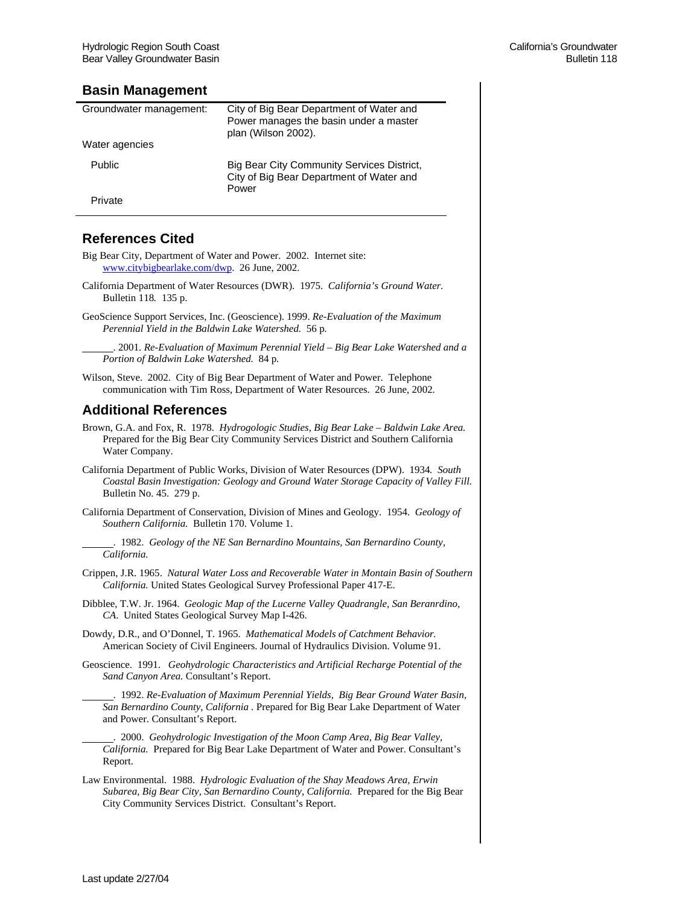## Basin Management

| | |
|---|---|
| Groundwater management: | City of Big Bear Department of Water and Power manages the basin under a master plan (Wilson 2002). |
| Water agencies | |
| Public | Big Bear City Community Services District, City of Big Bear Department of Water and Power |
| Private | |

## References Cited

Big Bear City, Department of Water and Power. 2002. Internet site: www.citybigbearlake.com/dwp. 26 June, 2002.

California Department of Water Resources (DWR). 1975. *California's Ground Water.* Bulletin 118. 135 p.

GeoScience Support Services, Inc. (Geoscience). 1999. *Re-Evaluation of the Maximum Perennial Yield in the Baldwin Lake Watershed.* 56 p.

______. 2001. *Re-Evaluation of Maximum Perennial Yield – Big Bear Lake Watershed and a Portion of Baldwin Lake Watershed.* 84 p.

Wilson, Steve. 2002. City of Big Bear Department of Water and Power. Telephone communication with Tim Ross, Department of Water Resources. 26 June, 2002.

## Additional References

Brown, G.A. and Fox, R. 1978. *Hydrogologic Studies, Big Bear Lake – Baldwin Lake Area.* Prepared for the Big Bear City Community Services District and Southern California Water Company.

California Department of Public Works, Division of Water Resources (DPW). 1934. *South Coastal Basin Investigation: Geology and Ground Water Storage Capacity of Valley Fill.* Bulletin No. 45. 279 p.

California Department of Conservation, Division of Mines and Geology. 1954. *Geology of Southern California.* Bulletin 170. Volume 1.

______. 1982. *Geology of the NE San Bernardino Mountains, San Bernardino County, California.*

Crippen, J.R. 1965. *Natural Water Loss and Recoverable Water in Montain Basin of Southern California.* United States Geological Survey Professional Paper 417-E.

Dibblee, T.W. Jr. 1964. *Geologic Map of the Lucerne Valley Quadrangle, San Beranrdino, CA.* United States Geological Survey Map I-426.

Dowdy, D.R., and O'Donnel, T. 1965. *Mathematical Models of Catchment Behavior.* American Society of Civil Engineers. Journal of Hydraulics Division. Volume 91.

Geoscience. 1991. *Geohydrologic Characteristics and Artificial Recharge Potential of the Sand Canyon Area.* Consultant's Report.

______. 1992. *Re-Evaluation of Maximum Perennial Yields, Big Bear Ground Water Basin, San Bernardino County, California* . Prepared for Big Bear Lake Department of Water and Power. Consultant's Report.

______. 2000. *Geohydrologic Investigation of the Moon Camp Area, Big Bear Valley, California.* Prepared for Big Bear Lake Department of Water and Power. Consultant's Report.

Law Environmental. 1988. *Hydrologic Evaluation of the Shay Meadows Area, Erwin Subarea, Big Bear City, San Bernardino County, California.* Prepared for the Big Bear City Community Services District. Consultant's Report.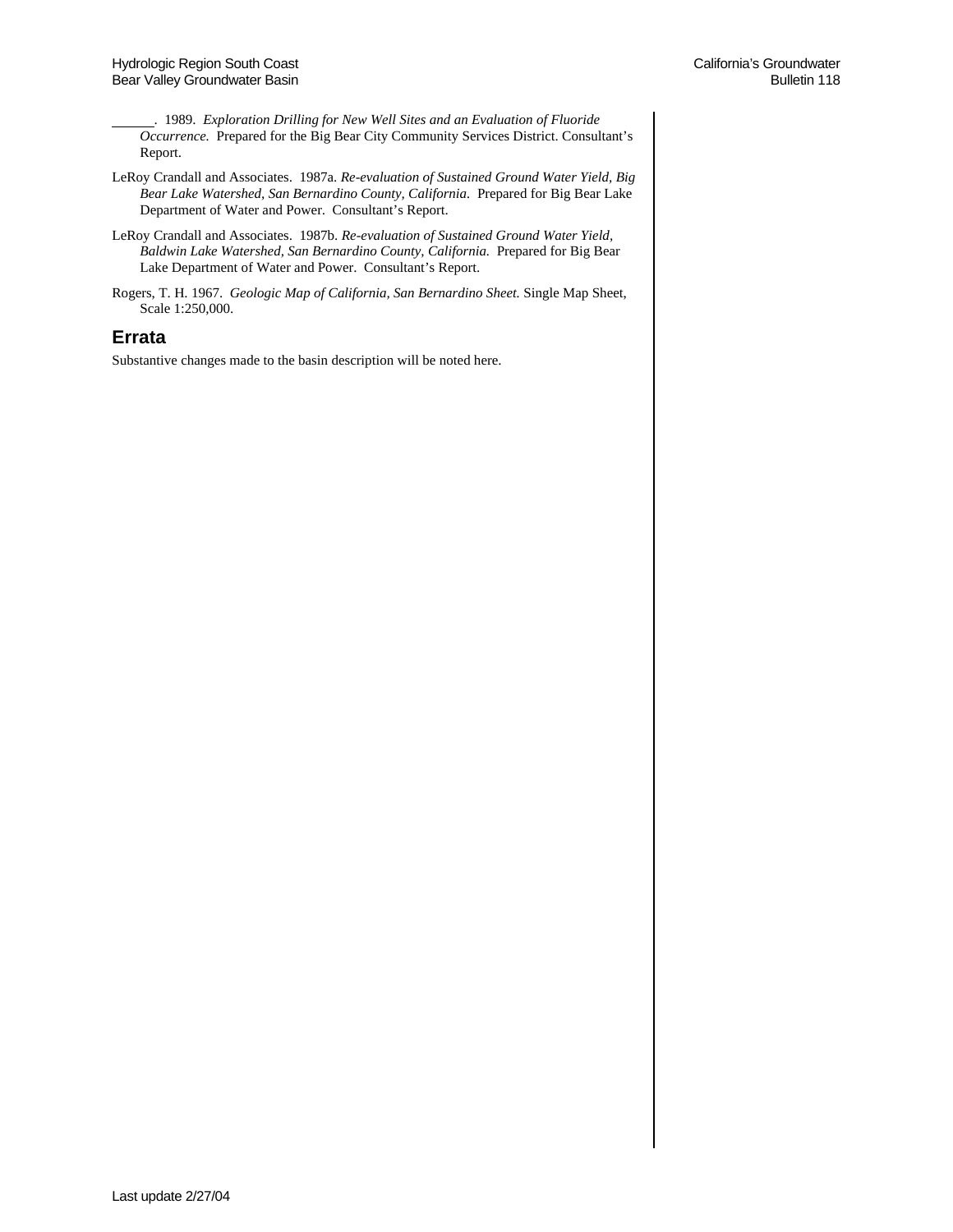______. 1989. *Exploration Drilling for New Well Sites and an Evaluation of Fluoride Occurrence.* Prepared for the Big Bear City Community Services District. Consultant's Report.

LeRoy Crandall and Associates. 1987a. *Re-evaluation of Sustained Ground Water Yield, Big Bear Lake Watershed, San Bernardino County, California.* Prepared for Big Bear Lake Department of Water and Power. Consultant's Report.

LeRoy Crandall and Associates. 1987b. *Re-evaluation of Sustained Ground Water Yield, Baldwin Lake Watershed, San Bernardino County, California.* Prepared for Big Bear Lake Department of Water and Power. Consultant's Report.

Rogers, T. H. 1967. *Geologic Map of California, San Bernardino Sheet.* Single Map Sheet, Scale 1:250,000.

## Errata

Substantive changes made to the basin description will be noted here.